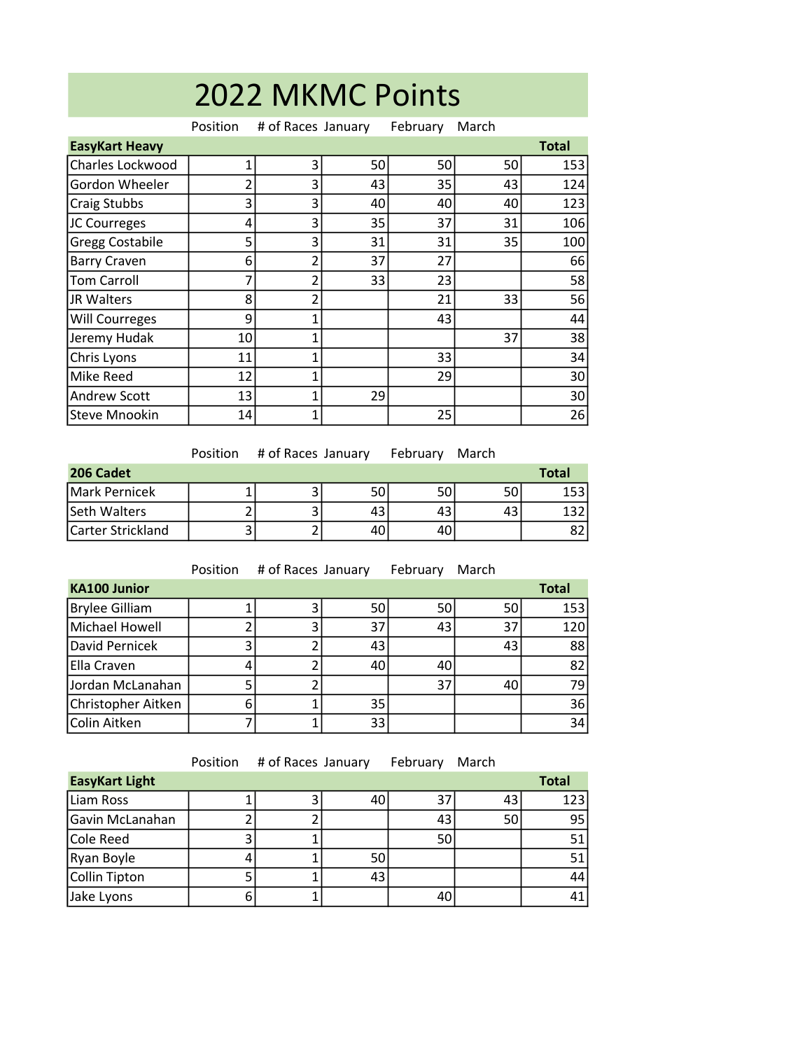# 2022 MKMC Points

| EasyKart Heavy | Position | # of Races | January | February | March | Total |
|---|---|---|---|---|---|---|
| Charles Lockwood | 1 | 3 | 50 | 50 | 50 | 153 |
| Gordon Wheeler | 2 | 3 | 43 | 35 | 43 | 124 |
| Craig Stubbs | 3 | 3 | 40 | 40 | 40 | 123 |
| JC Courreges | 4 | 3 | 35 | 37 | 31 | 106 |
| Gregg Costabile | 5 | 3 | 31 | 31 | 35 | 100 |
| Barry Craven | 6 | 2 | 37 | 27 | | 66 |
| Tom Carroll | 7 | 2 | 33 | 23 | | 58 |
| JR Walters | 8 | 2 | | 21 | 33 | 56 |
| Will Courreges | 9 | 1 | | 43 | | 44 |
| Jeremy Hudak | 10 | 1 | | | 37 | 38 |
| Chris Lyons | 11 | 1 | | 33 | | 34 |
| Mike Reed | 12 | 1 | | 29 | | 30 |
| Andrew Scott | 13 | 1 | 29 | | | 30 |
| Steve Mnookin | 14 | 1 | | 25 | | 26 |

| 206 Cadet | Position | # of Races | January | February | March | Total |
|---|---|---|---|---|---|---|
| Mark Pernicek | 1 | 3 | 50 | 50 | 50 | 153 |
| Seth Walters | 2 | 3 | 43 | 43 | 43 | 132 |
| Carter Strickland | 3 | 2 | 40 | 40 | | 82 |

| KA100 Junior | Position | # of Races | January | February | March | Total |
|---|---|---|---|---|---|---|
| Brylee Gilliam | 1 | 3 | 50 | 50 | 50 | 153 |
| Michael Howell | 2 | 3 | 37 | 43 | 37 | 120 |
| David Pernicek | 3 | 2 | 43 | | 43 | 88 |
| Ella Craven | 4 | 2 | 40 | 40 | | 82 |
| Jordan McLanahan | 5 | 2 | | 37 | 40 | 79 |
| Christopher Aitken | 6 | 1 | 35 | | | 36 |
| Colin Aitken | 7 | 1 | 33 | | | 34 |

| EasyKart Light | Position | # of Races | January | February | March | Total |
|---|---|---|---|---|---|---|
| Liam Ross | 1 | 3 | 40 | 37 | 43 | 123 |
| Gavin McLanahan | 2 | 2 | | 43 | 50 | 95 |
| Cole Reed | 3 | 1 | | 50 | | 51 |
| Ryan Boyle | 4 | 1 | 50 | | | 51 |
| Collin Tipton | 5 | 1 | 43 | | | 44 |
| Jake Lyons | 6 | 1 | | 40 | | 41 |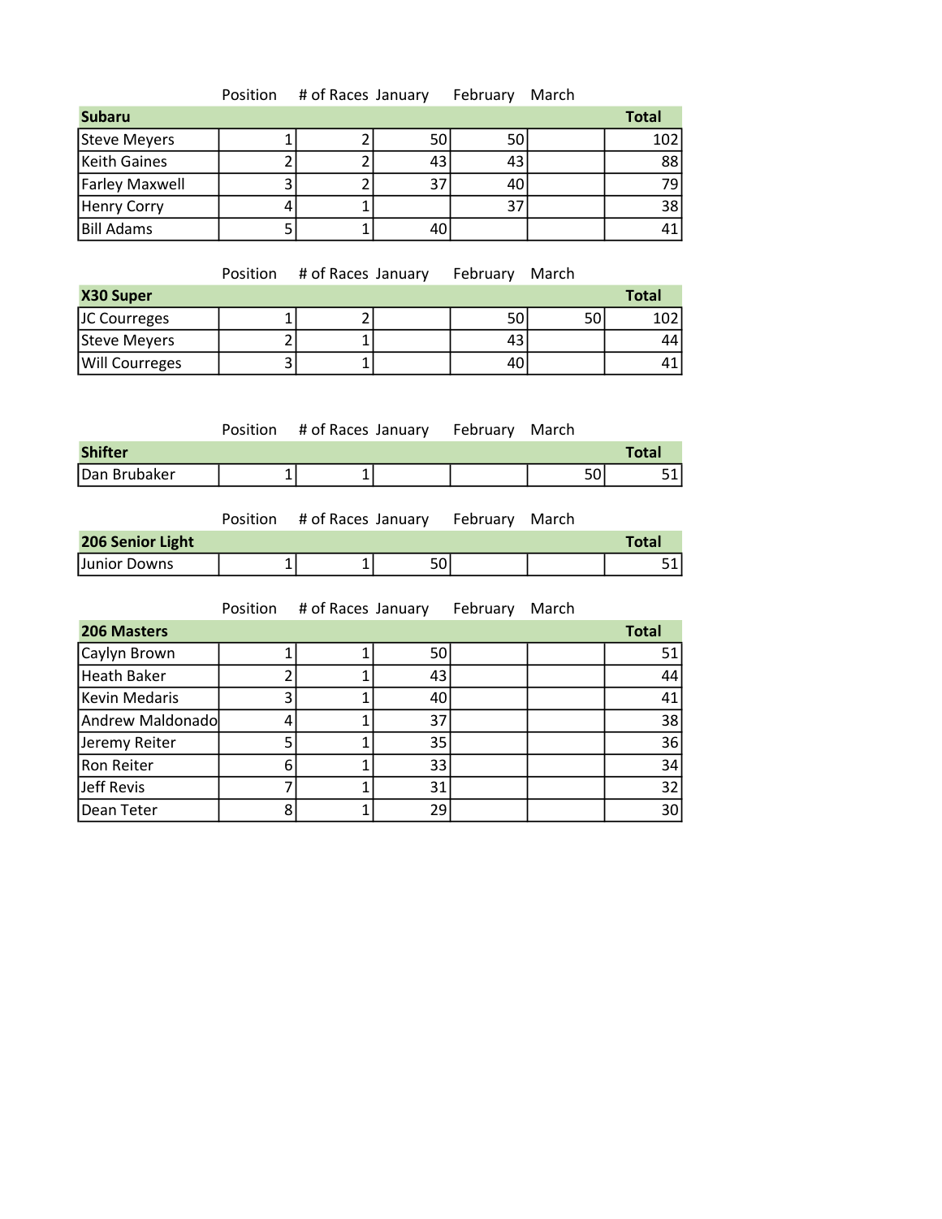| | Position | # of Races | January | February | March | Total |
|---|---|---|---|---|---|---|
| **Subaru** | | | | | | **Total** |
| Steve Meyers | 1 | 2 | 50 | 50 | | 102 |
| Keith Gaines | 2 | 2 | 43 | 43 | | 88 |
| Farley Maxwell | 3 | 2 | 37 | 40 | | 79 |
| Henry Corry | 4 | 1 | | 37 | | 38 |
| Bill Adams | 5 | 1 | 40 | | | 41 |

| | Position | # of Races | January | February | March | Total |
|---|---|---|---|---|---|---|
| **X30 Super** | | | | | | **Total** |
| JC Courreges | 1 | 2 | | 50 | 50 | 102 |
| Steve Meyers | 2 | 1 | | 43 | | 44 |
| Will Courreges | 3 | 1 | | 40 | | 41 |

| | Position | # of Races | January | February | March | Total |
|---|---|---|---|---|---|---|
| **Shifter** | | | | | | **Total** |
| Dan Brubaker | 1 | 1 | | | 50 | 51 |

| | Position | # of Races | January | February | March | Total |
|---|---|---|---|---|---|---|
| **206 Senior Light** | | | | | | **Total** |
| Junior Downs | 1 | 1 | 50 | | | 51 |

| | Position | # of Races | January | February | March | Total |
|---|---|---|---|---|---|---|
| **206 Masters** | | | | | | **Total** |
| Caylyn Brown | 1 | 1 | 50 | | | 51 |
| Heath Baker | 2 | 1 | 43 | | | 44 |
| Kevin Medaris | 3 | 1 | 40 | | | 41 |
| Andrew Maldonado | 4 | 1 | 37 | | | 38 |
| Jeremy Reiter | 5 | 1 | 35 | | | 36 |
| Ron Reiter | 6 | 1 | 33 | | | 34 |
| Jeff Revis | 7 | 1 | 31 | | | 32 |
| Dean Teter | 8 | 1 | 29 | | | 30 |